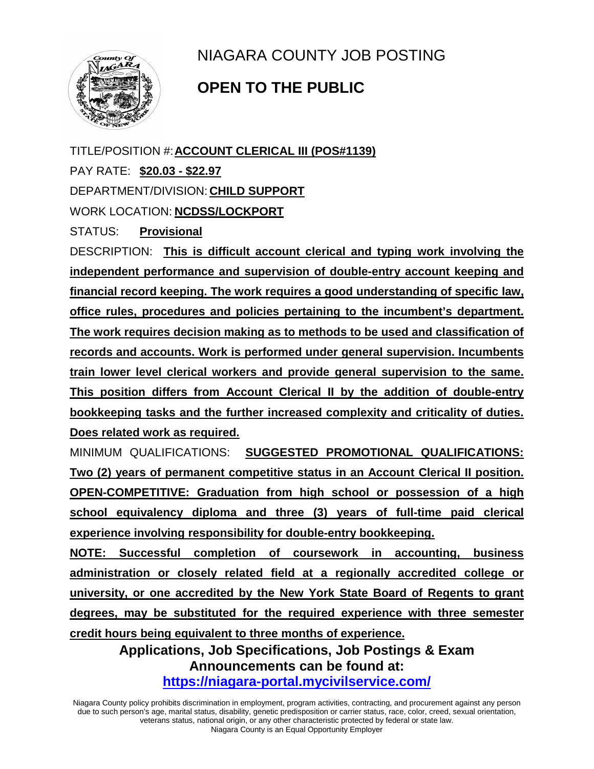# NIAGARA COUNTY JOB POSTING

## OPEN TO THE PUBLIC

TITLE/POSITION #: **ACCOUNT CLERICAL III (POS#1139)**

PAY RATE: **$20.03 - $22.97**

DEPARTMENT/DIVISION: **CHILD SUPPORT**

WORK LOCATION: **NCDSS/LOCKPORT**

STATUS: **Provisional**

DESCRIPTION: **This is difficult account clerical and typing work involving the independent performance and supervision of double-entry account keeping and financial record keeping. The work requires a good understanding of specific law, office rules, procedures and policies pertaining to the incumbent's department. The work requires decision making as to methods to be used and classification of records and accounts. Work is performed under general supervision. Incumbents train lower level clerical workers and provide general supervision to the same. This position differs from Account Clerical II by the addition of double-entry bookkeeping tasks and the further increased complexity and criticality of duties. Does related work as required.**

MINIMUM QUALIFICATIONS: **SUGGESTED PROMOTIONAL QUALIFICATIONS: Two (2) years of permanent competitive status in an Account Clerical II position. OPEN-COMPETITIVE: Graduation from high school or possession of a high school equivalency diploma and three (3) years of full-time paid clerical experience involving responsibility for double-entry bookkeeping.**

**NOTE: Successful completion of coursework in accounting, business administration or closely related field at a regionally accredited college or university, or one accredited by the New York State Board of Regents to grant degrees, may be substituted for the required experience with three semester credit hours being equivalent to three months of experience.**

**Applications, Job Specifications, Job Postings & Exam Announcements can be found at:**
**https://niagara-portal.mycivilservice.com/**

Niagara County policy prohibits discrimination in employment, program activities, contracting, and procurement against any person due to such person's age, marital status, disability, genetic predisposition or carrier status, race, color, creed, sexual orientation, veterans status, national origin, or any other characteristic protected by federal or state law.
Niagara County is an Equal Opportunity Employer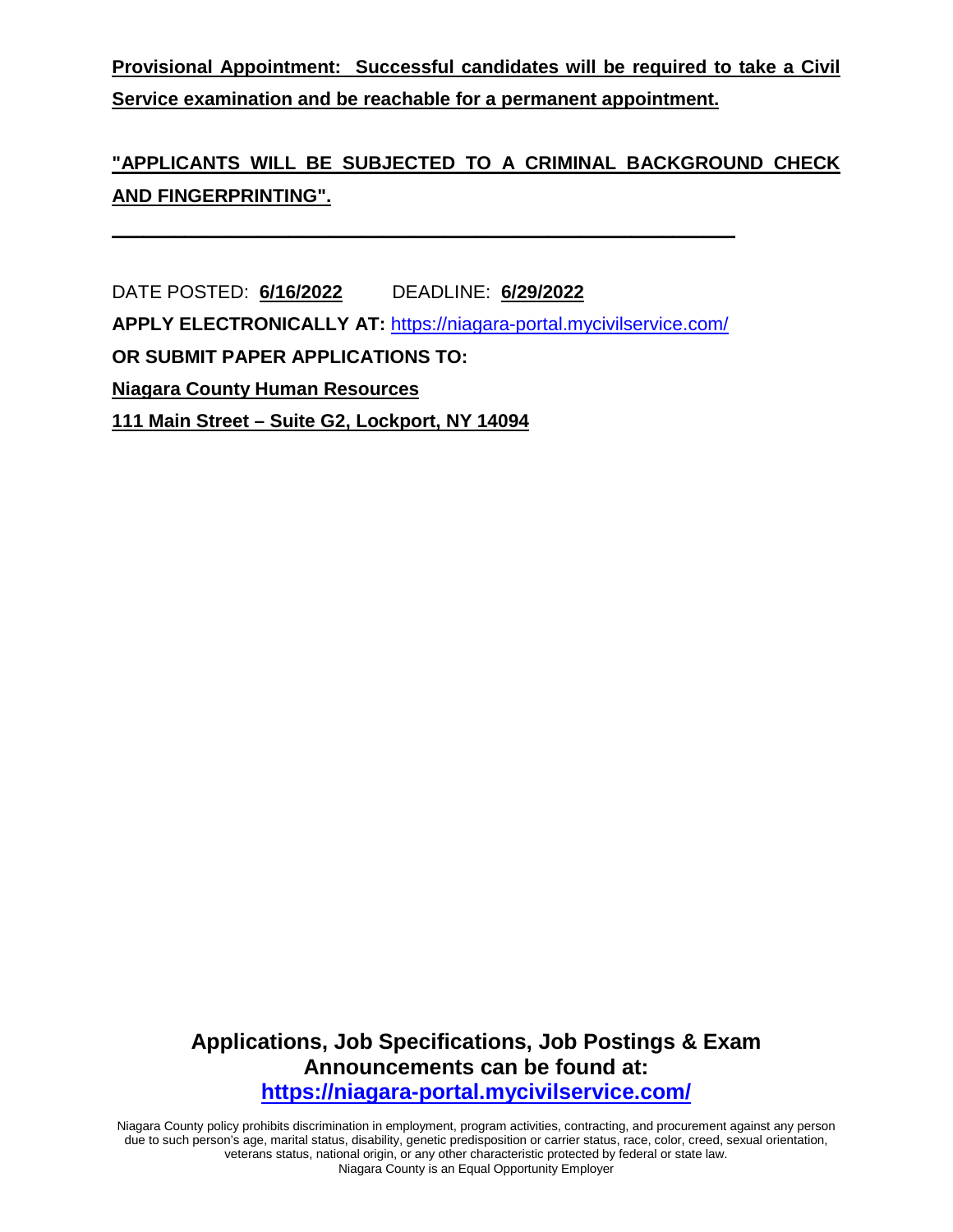**Provisional Appointment: Successful candidates will be required to take a Civil Service examination and be reachable for a permanent appointment.**

**"APPLICANTS WILL BE SUBJECTED TO A CRIMINAL BACKGROUND CHECK AND FINGERPRINTING".**

---

DATE POSTED: **6/16/2022** DEADLINE: **6/29/2022**

**APPLY ELECTRONICALLY AT:** https://niagara-portal.mycivilservice.com/

**OR SUBMIT PAPER APPLICATIONS TO:**

**Niagara County Human Resources**

**111 Main Street – Suite G2, Lockport, NY 14094**

**Applications, Job Specifications, Job Postings & Exam Announcements can be found at:**
**https://niagara-portal.mycivilservice.com/**

Niagara County policy prohibits discrimination in employment, program activities, contracting, and procurement against any person due to such person's age, marital status, disability, genetic predisposition or carrier status, race, color, creed, sexual orientation, veterans status, national origin, or any other characteristic protected by federal or state law.
Niagara County is an Equal Opportunity Employer